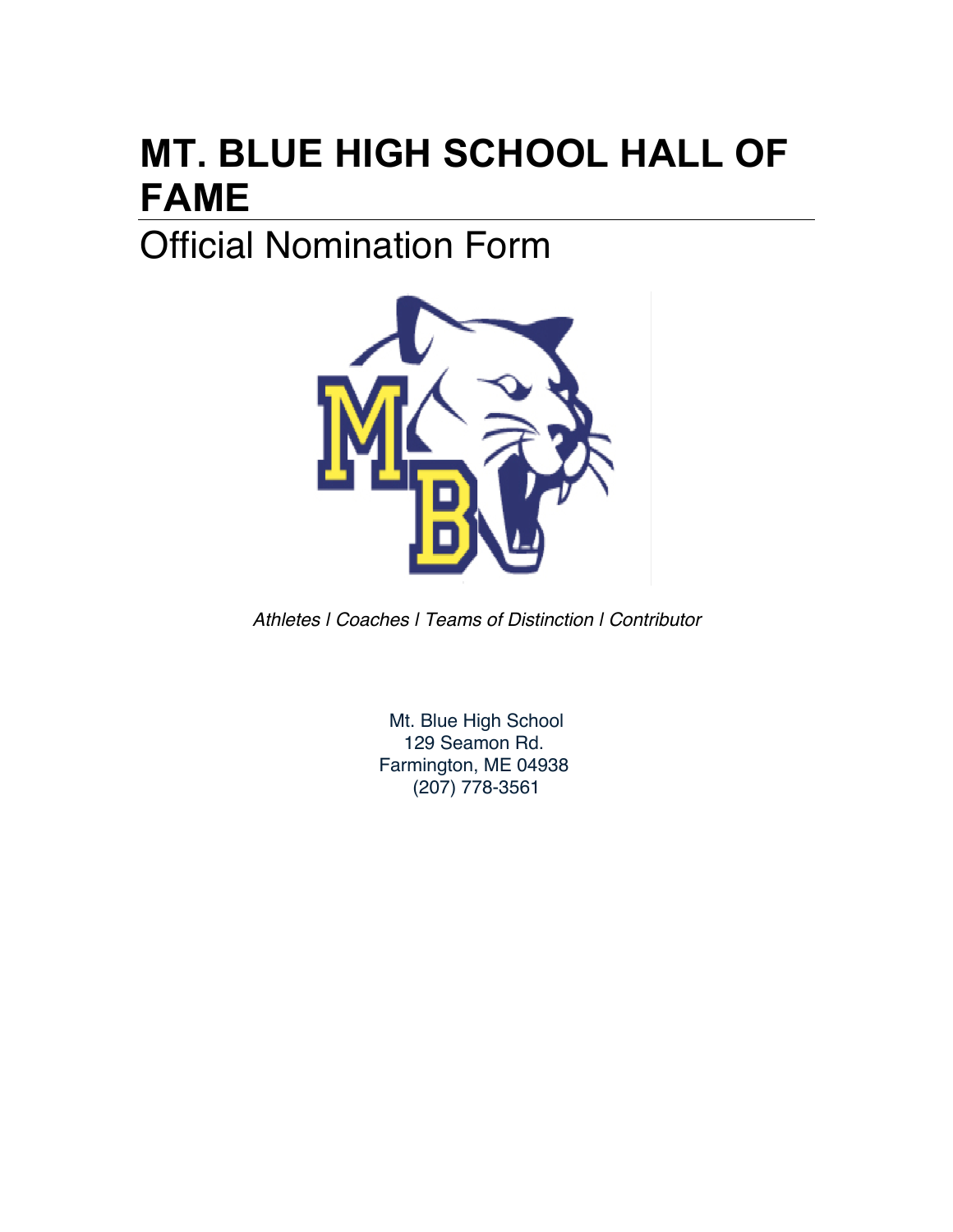# MT. BLUE HIGH SCHOOL HALL OF FAME

## Official Nomination Form

*Athletes | Coaches | Teams of Distinction | Contributor*

Mt. Blue High School
129 Seamon Rd.
Farmington, ME 04938
(207) 778-3561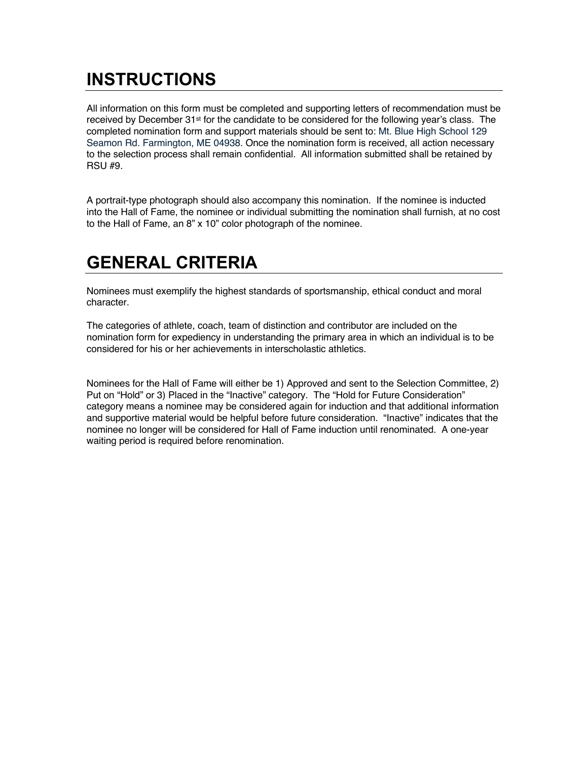## INSTRUCTIONS

All information on this form must be completed and supporting letters of recommendation must be received by December 31st for the candidate to be considered for the following year's class. The completed nomination form and support materials should be sent to: Mt. Blue High School 129 Seamon Rd. Farmington, ME 04938. Once the nomination form is received, all action necessary to the selection process shall remain confidential. All information submitted shall be retained by RSU #9.

A portrait-type photograph should also accompany this nomination. If the nominee is inducted into the Hall of Fame, the nominee or individual submitting the nomination shall furnish, at no cost to the Hall of Fame, an 8" x 10" color photograph of the nominee.

## GENERAL CRITERIA

Nominees must exemplify the highest standards of sportsmanship, ethical conduct and moral character.

The categories of athlete, coach, team of distinction and contributor are included on the nomination form for expediency in understanding the primary area in which an individual is to be considered for his or her achievements in interscholastic athletics.

Nominees for the Hall of Fame will either be 1) Approved and sent to the Selection Committee, 2) Put on "Hold" or 3) Placed in the "Inactive" category. The "Hold for Future Consideration" category means a nominee may be considered again for induction and that additional information and supportive material would be helpful before future consideration. "Inactive" indicates that the nominee no longer will be considered for Hall of Fame induction until renominated. A one-year waiting period is required before renomination.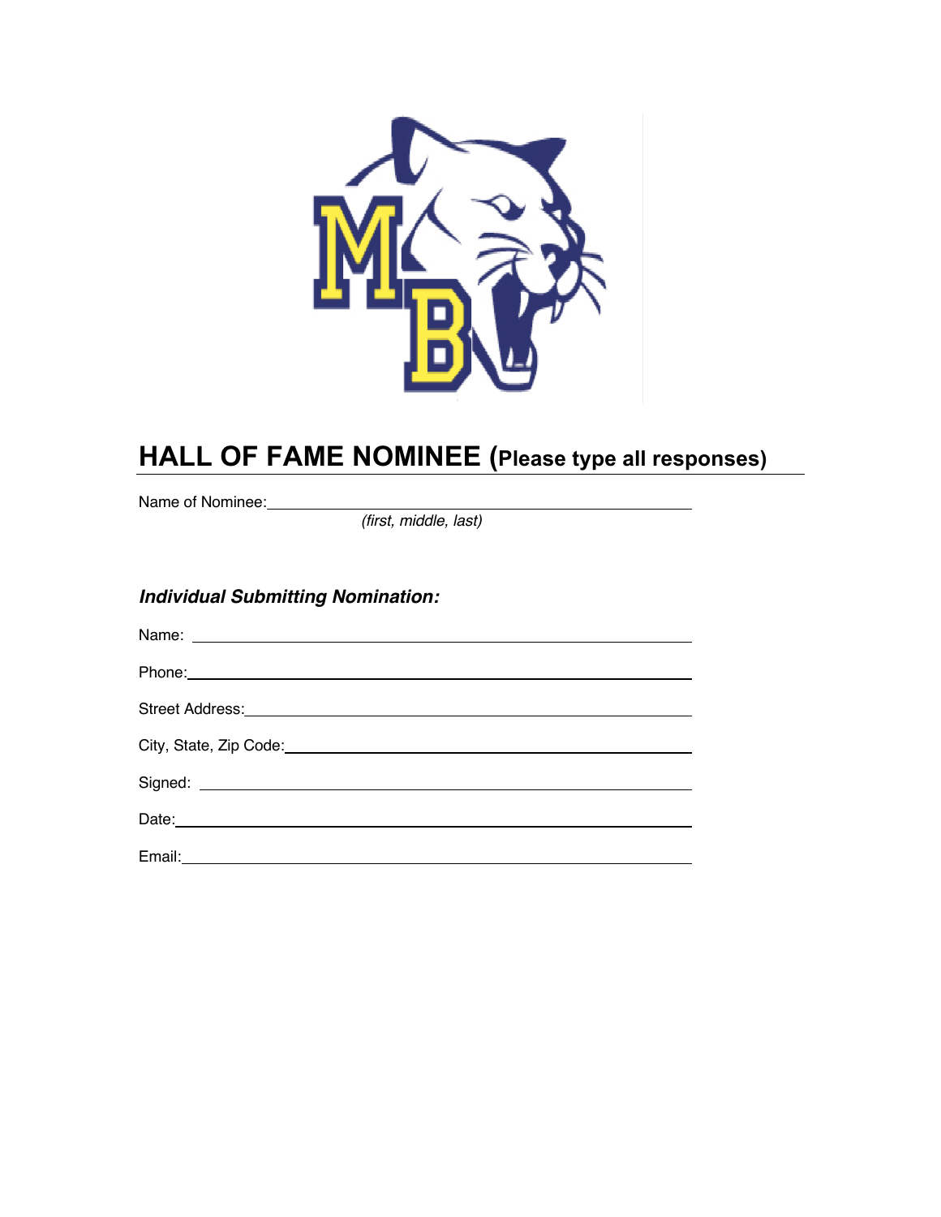# HALL OF FAME NOMINEE (Please type all responses)

Name of Nominee:\_\_\_\_\_\_\_\_\_\_\_\_\_\_\_\_\_\_\_\_\_\_\_\_\_\_\_\_\_\_\_\_\_\_\_\_\_\_\_\_\_\_\_\_\_\_\_\_

*(first, middle, last)*

***Individual Submitting Nomination:***

Name: \_\_\_\_\_\_\_\_\_\_\_\_\_\_\_\_\_\_\_\_\_\_\_\_\_\_\_\_\_\_\_\_\_\_\_\_\_\_\_\_\_\_\_\_\_\_\_\_\_\_\_\_\_\_

Phone:\_\_\_\_\_\_\_\_\_\_\_\_\_\_\_\_\_\_\_\_\_\_\_\_\_\_\_\_\_\_\_\_\_\_\_\_\_\_\_\_\_\_\_\_\_\_\_\_\_\_\_\_\_\_

Street Address:\_\_\_\_\_\_\_\_\_\_\_\_\_\_\_\_\_\_\_\_\_\_\_\_\_\_\_\_\_\_\_\_\_\_\_\_\_\_\_\_\_\_\_\_\_\_\_\_

City, State, Zip Code:\_\_\_\_\_\_\_\_\_\_\_\_\_\_\_\_\_\_\_\_\_\_\_\_\_\_\_\_\_\_\_\_\_\_\_\_\_\_\_\_\_\_

Signed: \_\_\_\_\_\_\_\_\_\_\_\_\_\_\_\_\_\_\_\_\_\_\_\_\_\_\_\_\_\_\_\_\_\_\_\_\_\_\_\_\_\_\_\_\_\_\_\_\_\_\_\_\_

Date:\_\_\_\_\_\_\_\_\_\_\_\_\_\_\_\_\_\_\_\_\_\_\_\_\_\_\_\_\_\_\_\_\_\_\_\_\_\_\_\_\_\_\_\_\_\_\_\_\_\_\_\_\_\_\_

Email:\_\_\_\_\_\_\_\_\_\_\_\_\_\_\_\_\_\_\_\_\_\_\_\_\_\_\_\_\_\_\_\_\_\_\_\_\_\_\_\_\_\_\_\_\_\_\_\_\_\_\_\_\_\_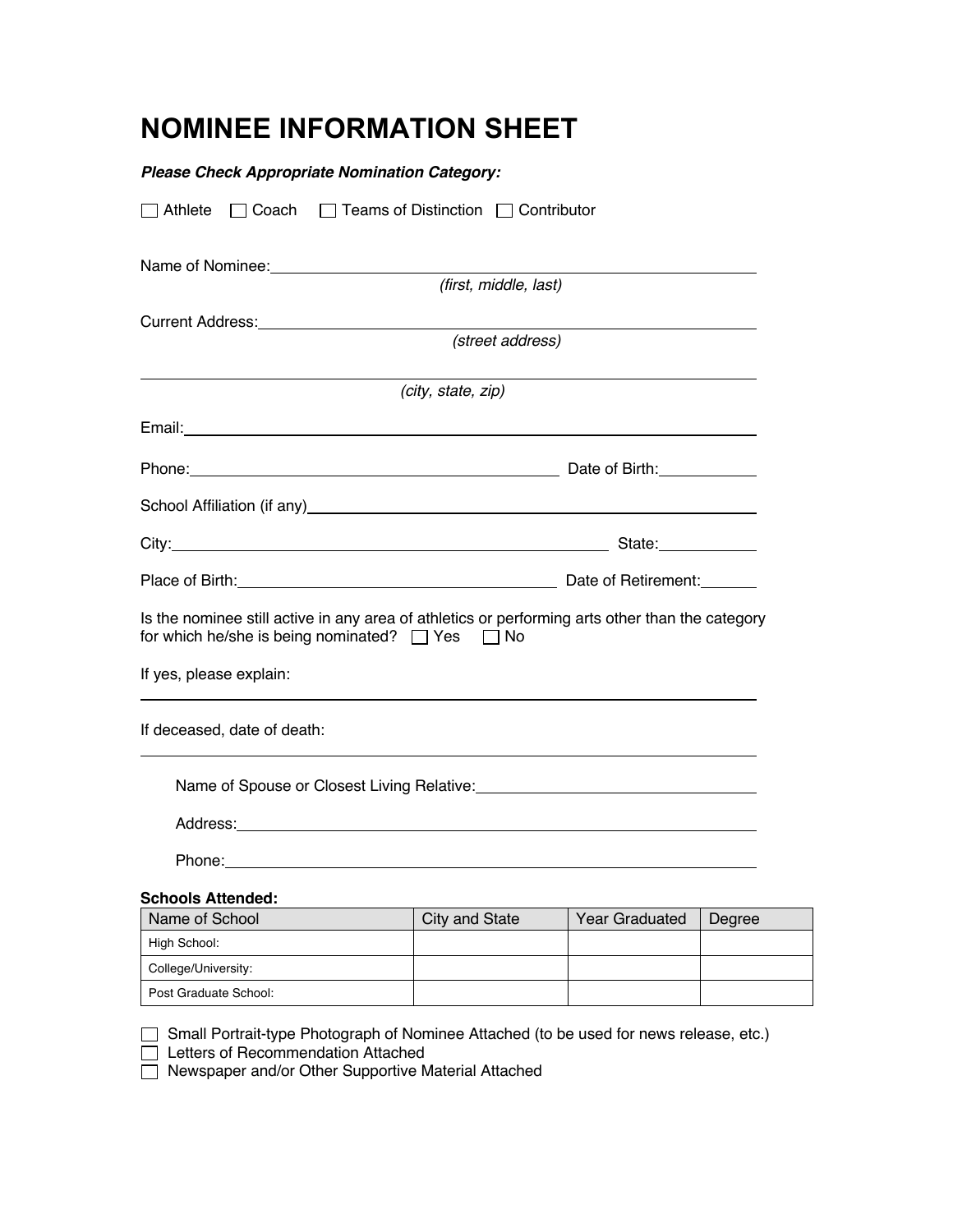# NOMINEE INFORMATION SHEET

***Please Check Appropriate Nomination Category:***

☐ Athlete ☐ Coach ☐ Teams of Distinction ☐ Contributor

Name of Nominee: ______________________________________________
*(first, middle, last)*

Current Address: ______________________________________________
*(street address)*

______________________________________________
*(city, state, zip)*

Email: ______________________________________________

Phone: ______________________________ Date of Birth: __________

School Affiliation (if any) ______________________________________________

City: ______________________________ State: __________

Place of Birth: ______________________________ Date of Retirement: ______

Is the nominee still active in any area of athletics or performing arts other than the category for which he/she is being nominated? ☐ Yes ☐ No

If yes, please explain:

______________________________________________

If deceased, date of death:

______________________________________________

Name of Spouse or Closest Living Relative: ______________________________

Address: ______________________________________________

Phone: ______________________________________________

**Schools Attended:**

| Name of School | City and State | Year Graduated | Degree |
|---|---|---|---|
| High School: | | | |
| College/University: | | | |
| Post Graduate School: | | | |

☐ Small Portrait-type Photograph of Nominee Attached (to be used for news release, etc.)
☐ Letters of Recommendation Attached
☐ Newspaper and/or Other Supportive Material Attached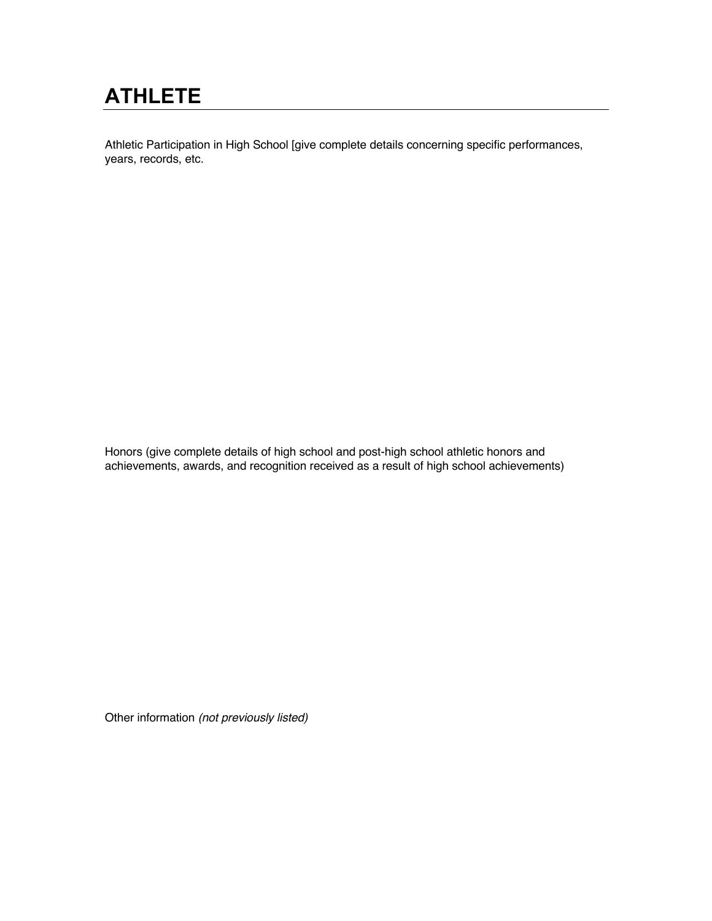# ATHLETE

Athletic Participation in High School [give complete details concerning specific performances, years, records, etc.

Honors (give complete details of high school and post-high school athletic honors and achievements, awards, and recognition received as a result of high school achievements)

Other information *(not previously listed)*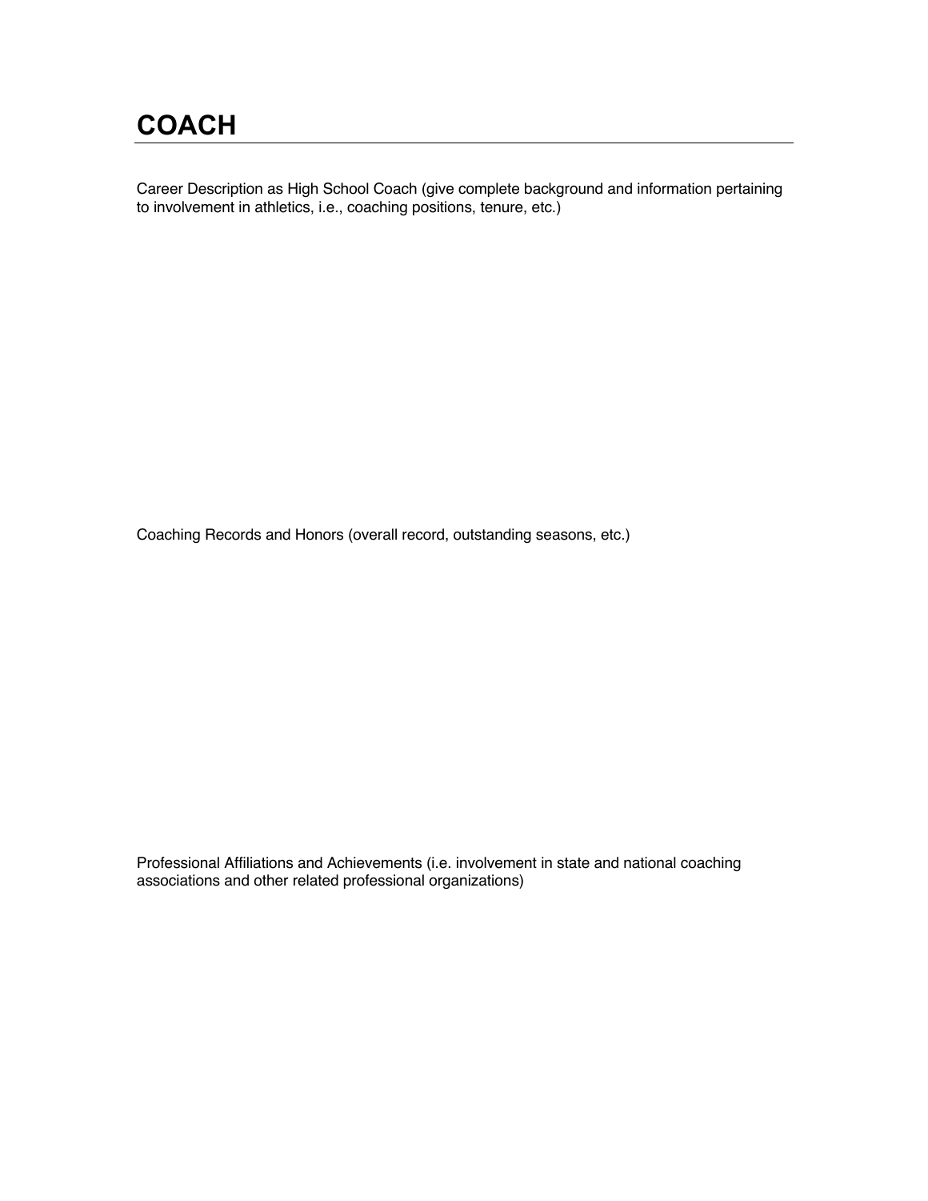# COACH

Career Description as High School Coach (give complete background and information pertaining to involvement in athletics, i.e., coaching positions, tenure, etc.)

Coaching Records and Honors (overall record, outstanding seasons, etc.)

Professional Affiliations and Achievements (i.e. involvement in state and national coaching associations and other related professional organizations)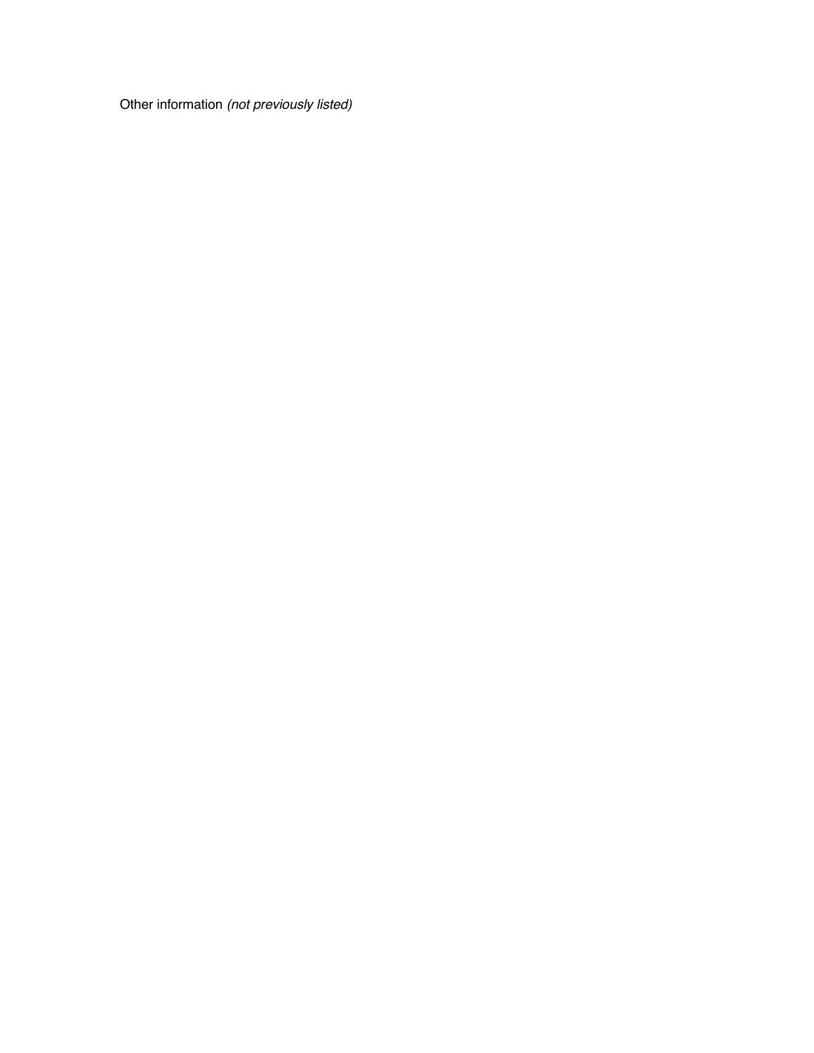Other information *(not previously listed)*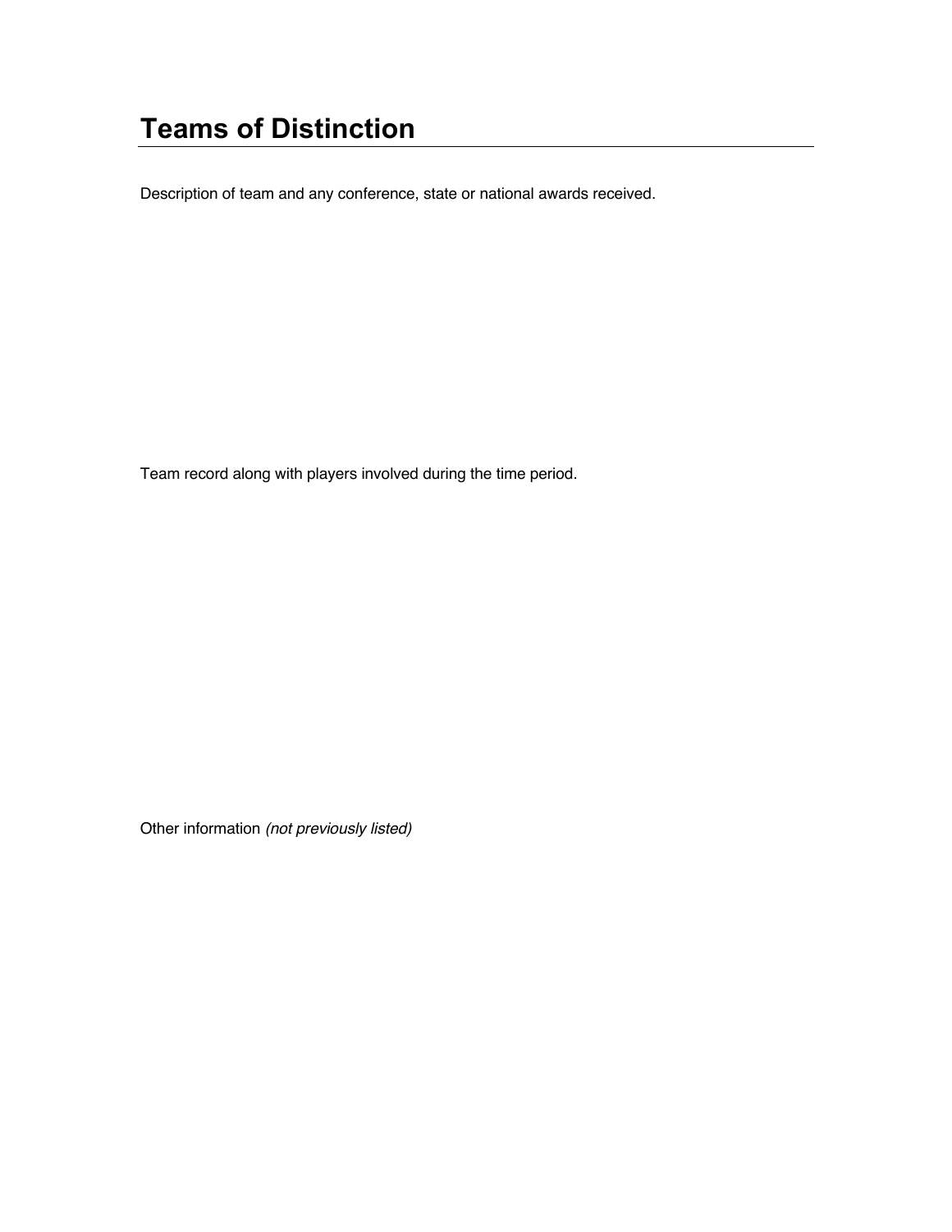# Teams of Distinction

Description of team and any conference, state or national awards received.

Team record along with players involved during the time period.

Other information *(not previously listed)*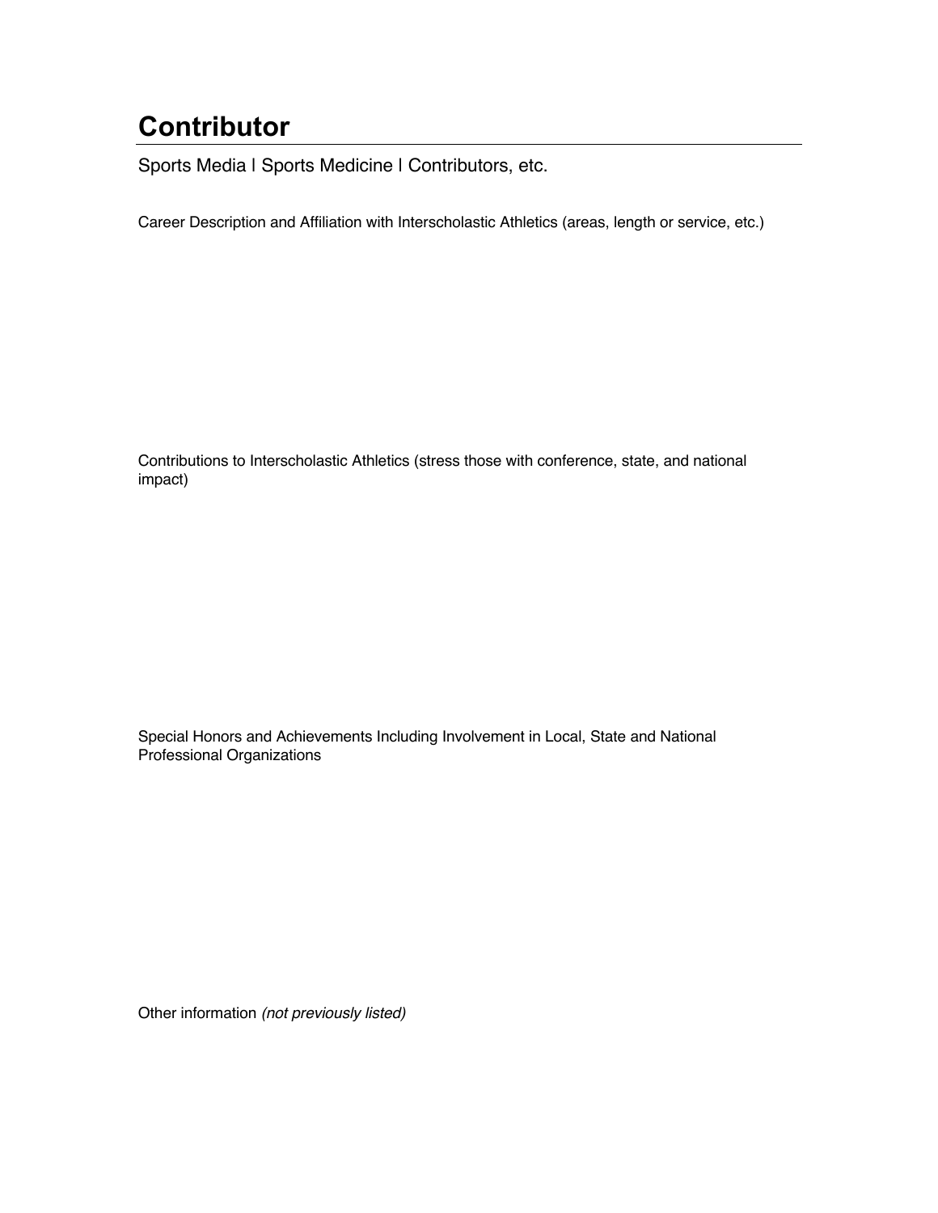# Contributor

Sports Media | Sports Medicine | Contributors, etc.

Career Description and Affiliation with Interscholastic Athletics (areas, length or service, etc.)

Contributions to Interscholastic Athletics (stress those with conference, state, and national impact)

Special Honors and Achievements Including Involvement in Local, State and National Professional Organizations

Other information *(not previously listed)*